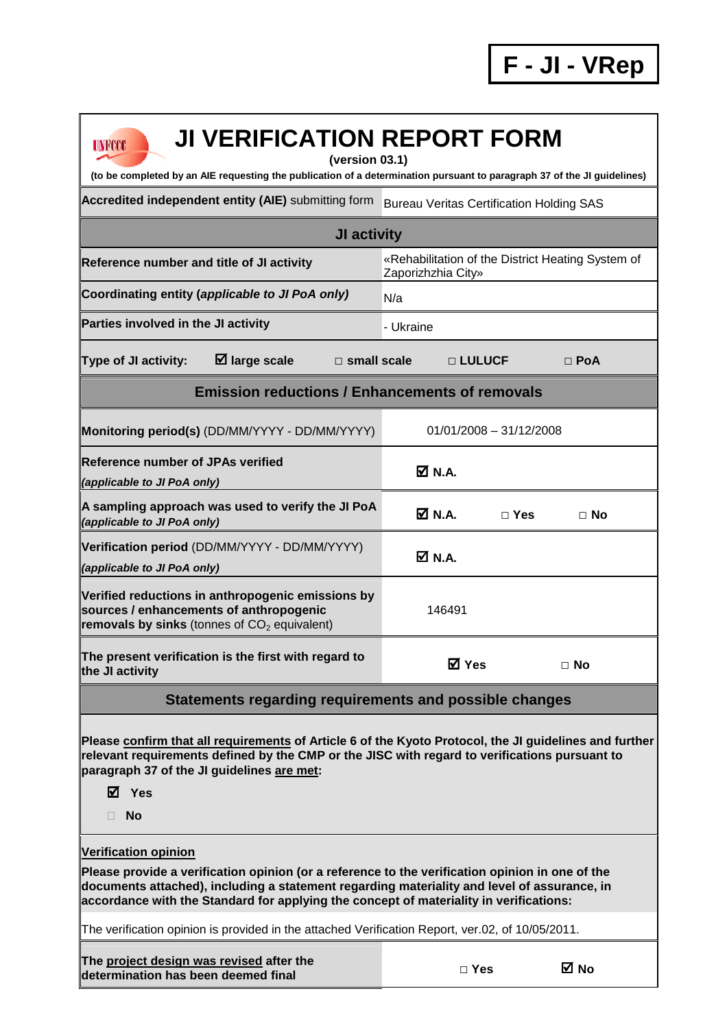**F - JI - VRep**

# JI VERIFICATION REPORT FORM

**(version 03.1)**

**(to be completed by an AIE requesting the publication of a determination pursuant to paragraph 37 of the JI guidelines)**

| | |
|---|---|
| **Accredited independent entity (AIE)** submitting form | Bureau Veritas Certification Holding SAS |
| **JI activity** | |
| **Reference number and title of JI activity** | «Rehabilitation of the District Heating System of Zaporizhzhia City» |
| **Coordinating entity (*applicable to JI PoA only)*** | N/a |
| **Parties involved in the JI activity** | - Ukraine |
| **Type of JI activity:** ☑ **large scale** □ **small scale** □ **LULUCF** □ **PoA** | |
| **Emission reductions / Enhancements of removals** | |
| **Monitoring period(s)** (DD/MM/YYYY - DD/MM/YYYY) | 01/01/2008 – 31/12/2008 |
| **Reference number of JPAs verified** ***(applicable to JI PoA only)*** | ☑ **N.A.** |
| **A sampling approach was used to verify the JI PoA** ***(applicable to JI PoA only)*** | ☑ **N.A.** □ **Yes** □ **No** |
| **Verification period** (DD/MM/YYYY - DD/MM/YYYY) ***(applicable to JI PoA only)*** | ☑ **N.A.** |
| **Verified reductions in anthropogenic emissions by sources / enhancements of anthropogenic removals by sinks** (tonnes of $CO_2$ equivalent) | 146491 |
| **The present verification is the first with regard to the JI activity** | ☑ **Yes** □ **No** |
| **Statements regarding requirements and possible changes** | |

**Please confirm that all requirements of Article 6 of the Kyoto Protocol, the JI guidelines and further relevant requirements defined by the CMP or the JISC with regard to verifications pursuant to paragraph 37 of the JI guidelines are met:**

☑ **Yes**

□ **No**

**Verification opinion**

**Please provide a verification opinion (or a reference to the verification opinion in one of the documents attached), including a statement regarding materiality and level of assurance, in accordance with the Standard for applying the concept of materiality in verifications:**

The verification opinion is provided in the attached Verification Report, ver.02, of 10/05/2011.

| | |
|---|---|
| **The project design was revised after the determination has been deemed final** | □ **Yes** ☑ **No** |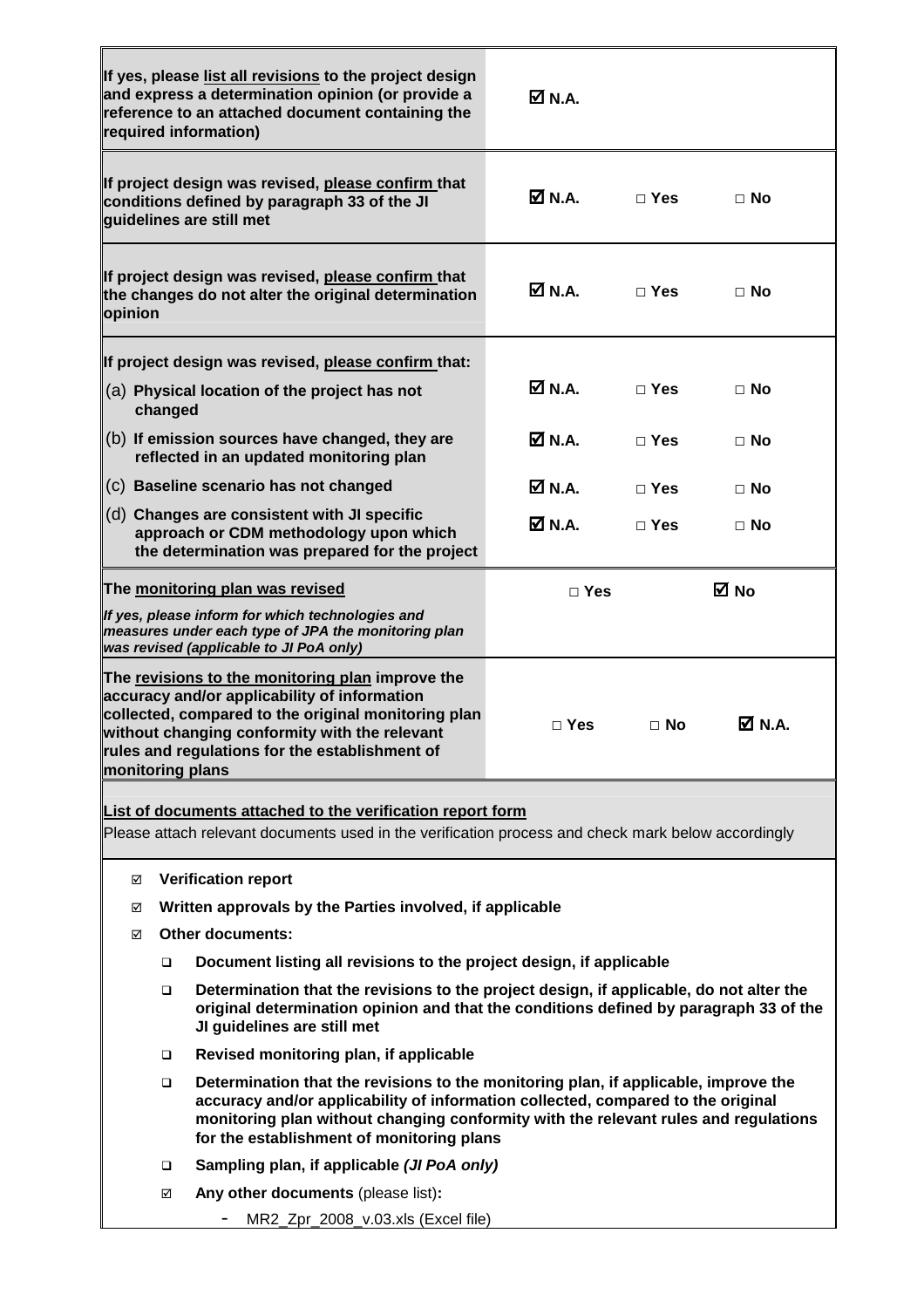| | | | |
|---|---|---|---|
| If yes, please list all revisions to the project design and express a determination opinion (or provide a reference to an attached document containing the required information) | ☑ N.A. | | |
| If project design was revised, please confirm that conditions defined by paragraph 33 of the JI guidelines are still met | ☑ N.A. | □ Yes | □ No |
| If project design was revised, please confirm that the changes do not alter the original determination opinion | ☑ N.A. | □ Yes | □ No |
| If project design was revised, please confirm that: | | | |
| (a) Physical location of the project has not changed | ☑ N.A. | □ Yes | □ No |
| (b) If emission sources have changed, they are reflected in an updated monitoring plan | ☑ N.A. | □ Yes | □ No |
| (c) Baseline scenario has not changed | ☑ N.A. | □ Yes | □ No |
| (d) Changes are consistent with JI specific approach or CDM methodology upon which the determination was prepared for the project | ☑ N.A. | □ Yes | □ No |
| The monitoring plan was revised<br>*If yes, please inform for which technologies and measures under each type of JPA the monitoring plan was revised (applicable to JI PoA only)* | □ Yes | | ☑ No |
| The revisions to the monitoring plan improve the accuracy and/or applicability of information collected, compared to the original monitoring plan without changing conformity with the relevant rules and regulations for the establishment of monitoring plans | □ Yes | □ No | ☑ N.A. |

**List of documents attached to the verification report form**

Please attach relevant documents used in the verification process and check mark below accordingly

- ☑ **Verification report**
- ☑ **Written approvals by the Parties involved, if applicable**
- ☑ **Other documents:**
  - ❑ **Document listing all revisions to the project design, if applicable**
  - ❑ **Determination that the revisions to the project design, if applicable, do not alter the original determination opinion and that the conditions defined by paragraph 33 of the JI guidelines are still met**
  - ❑ **Revised monitoring plan, if applicable**
  - ❑ **Determination that the revisions to the monitoring plan, if applicable, improve the accuracy and/or applicability of information collected, compared to the original monitoring plan without changing conformity with the relevant rules and regulations for the establishment of monitoring plans**
  - ❑ **Sampling plan, if applicable *(JI PoA only)***
  - ☑ **Any other documents** (please list)**:**
    - MR2_Zpr_2008_v.03.xls (Excel file)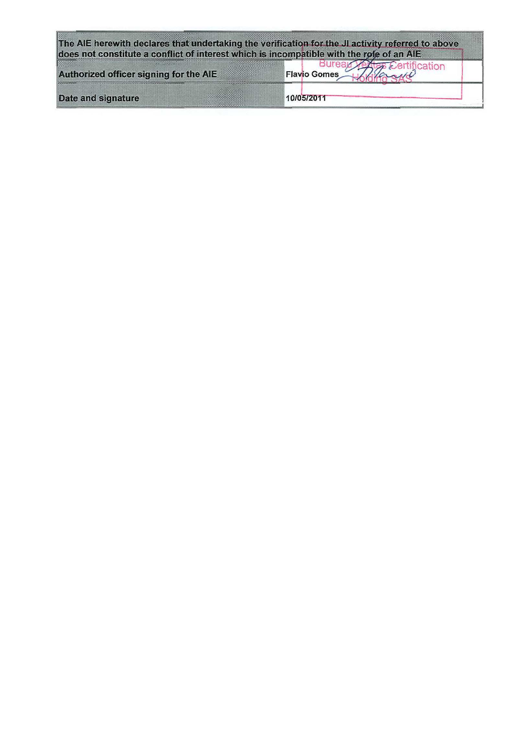| The AIE herewith declares that undertaking the verification for the JI activity referred to above does not constitute a conflict of interest which is incompatible with the role of an AIE | |
|---|---|
| Authorized officer signing for the AIE | Flavio Gomes |
| Date and signature | 10/05/2011 |

Bureau Veritas Certification Holding SAS